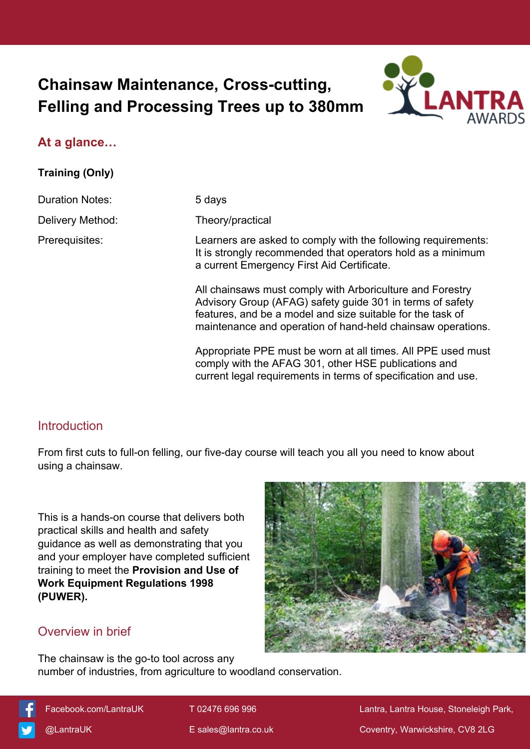# Chainsaw Maintenance, Cross-cutting, Felling and Processing Trees up to 380mm

## At a glance…

**Training (Only)**

| | |
|---|---|
| Duration Notes: | 5 days |
| Delivery Method: | Theory/practical |
| Prerequisites: | Learners are asked to comply with the following requirements: It is strongly recommended that operators hold as a minimum a current Emergency First Aid Certificate.<br><br>All chainsaws must comply with Arboriculture and Forestry Advisory Group (AFAG) safety guide 301 in terms of safety features, and be a model and size suitable for the task of maintenance and operation of hand-held chainsaw operations.<br><br>Appropriate PPE must be worn at all times. All PPE used must comply with the AFAG 301, other HSE publications and current legal requirements in terms of specification and use. |

## Introduction

From first cuts to full-on felling, our five-day course will teach you all you need to know about using a chainsaw.

This is a hands-on course that delivers both practical skills and health and safety guidance as well as demonstrating that you and your employer have completed sufficient training to meet the **Provision and Use of Work Equipment Regulations 1998 (PUWER).**

## Overview in brief

The chainsaw is the go-to tool across any number of industries, from agriculture to woodland conservation.

Facebook.com/LantraUK | @LantraUK | T 02476 696 996 | E sales@lantra.co.uk | Lantra, Lantra House, Stoneleigh Park, Coventry, Warwickshire, CV8 2LG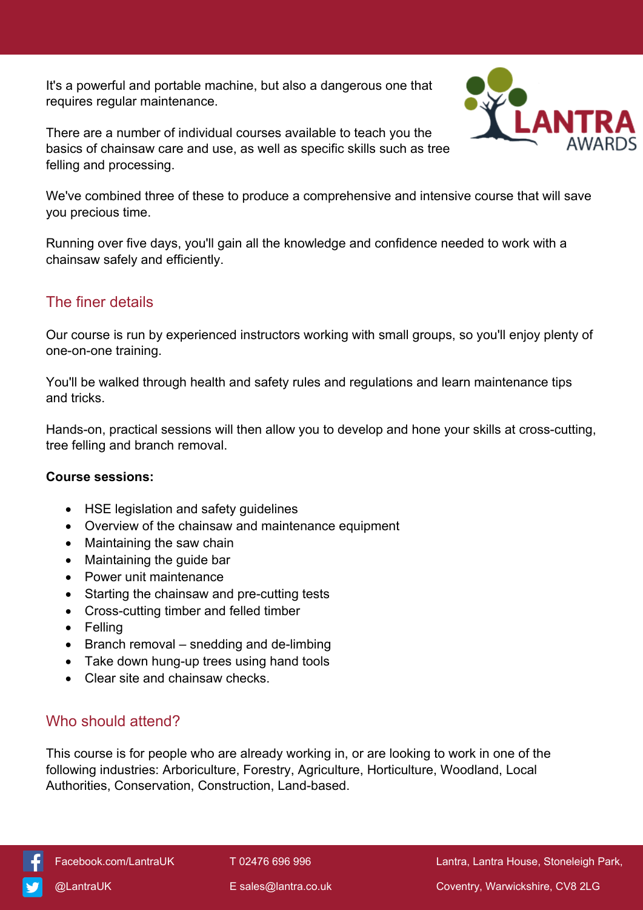It's a powerful and portable machine, but also a dangerous one that requires regular maintenance.

There are a number of individual courses available to teach you the basics of chainsaw care and use, as well as specific skills such as tree felling and processing.

We've combined three of these to produce a comprehensive and intensive course that will save you precious time.

Running over five days, you'll gain all the knowledge and confidence needed to work with a chainsaw safely and efficiently.

## The finer details

Our course is run by experienced instructors working with small groups, so you'll enjoy plenty of one-on-one training.

You'll be walked through health and safety rules and regulations and learn maintenance tips and tricks.

Hands-on, practical sessions will then allow you to develop and hone your skills at cross-cutting, tree felling and branch removal.

**Course sessions:**

- HSE legislation and safety guidelines
- Overview of the chainsaw and maintenance equipment
- Maintaining the saw chain
- Maintaining the guide bar
- Power unit maintenance
- Starting the chainsaw and pre-cutting tests
- Cross-cutting timber and felled timber
- Felling
- Branch removal – snedding and de-limbing
- Take down hung-up trees using hand tools
- Clear site and chainsaw checks.

## Who should attend?

This course is for people who are already working in, or are looking to work in one of the following industries: Arboriculture, Forestry, Agriculture, Horticulture, Woodland, Local Authorities, Conservation, Construction, Land-based.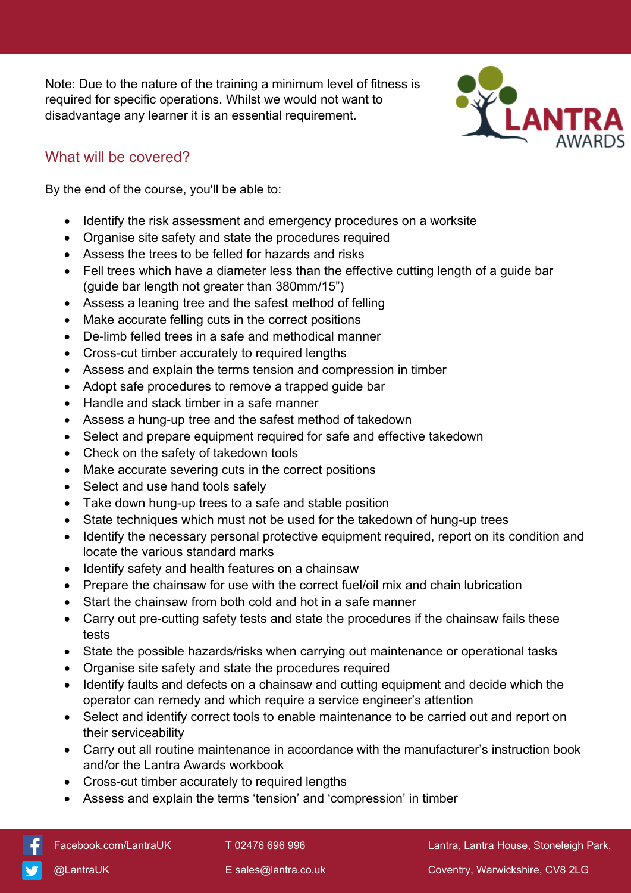Note: Due to the nature of the training a minimum level of fitness is required for specific operations. Whilst we would not want to disadvantage any learner it is an essential requirement.

## What will be covered?

By the end of the course, you'll be able to:

- Identify the risk assessment and emergency procedures on a worksite
- Organise site safety and state the procedures required
- Assess the trees to be felled for hazards and risks
- Fell trees which have a diameter less than the effective cutting length of a guide bar (guide bar length not greater than 380mm/15")
- Assess a leaning tree and the safest method of felling
- Make accurate felling cuts in the correct positions
- De-limb felled trees in a safe and methodical manner
- Cross-cut timber accurately to required lengths
- Assess and explain the terms tension and compression in timber
- Adopt safe procedures to remove a trapped guide bar
- Handle and stack timber in a safe manner
- Assess a hung-up tree and the safest method of takedown
- Select and prepare equipment required for safe and effective takedown
- Check on the safety of takedown tools
- Make accurate severing cuts in the correct positions
- Select and use hand tools safely
- Take down hung-up trees to a safe and stable position
- State techniques which must not be used for the takedown of hung-up trees
- Identify the necessary personal protective equipment required, report on its condition and locate the various standard marks
- Identify safety and health features on a chainsaw
- Prepare the chainsaw for use with the correct fuel/oil mix and chain lubrication
- Start the chainsaw from both cold and hot in a safe manner
- Carry out pre-cutting safety tests and state the procedures if the chainsaw fails these tests
- State the possible hazards/risks when carrying out maintenance or operational tasks
- Organise site safety and state the procedures required
- Identify faults and defects on a chainsaw and cutting equipment and decide which the operator can remedy and which require a service engineer's attention
- Select and identify correct tools to enable maintenance to be carried out and report on their serviceability
- Carry out all routine maintenance in accordance with the manufacturer's instruction book and/or the Lantra Awards workbook
- Cross-cut timber accurately to required lengths
- Assess and explain the terms 'tension' and 'compression' in timber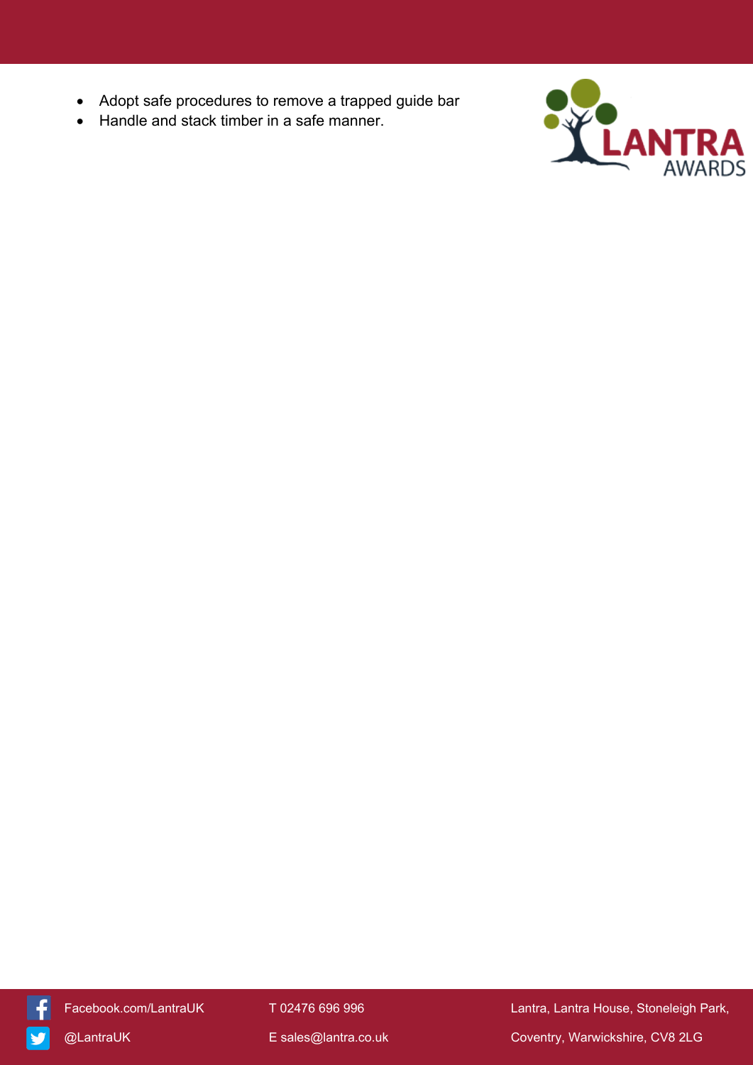- Adopt safe procedures to remove a trapped guide bar
- Handle and stack timber in a safe manner.